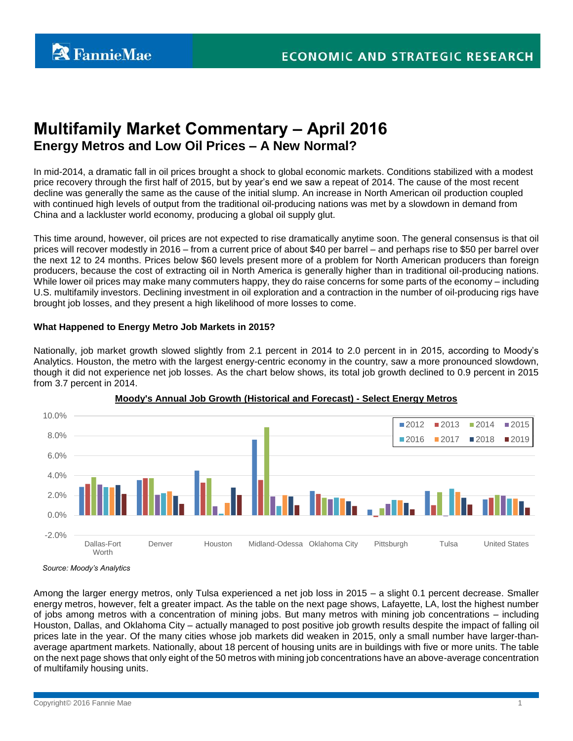# Multifamily Market Commentary – April 2016

## Energy Metros and Low Oil Prices – A New Normal?

In mid-2014, a dramatic fall in oil prices brought a shock to global economic markets. Conditions stabilized with a modest price recovery through the first half of 2015, but by year's end we saw a repeat of 2014. The cause of the most recent decline was generally the same as the cause of the initial slump. An increase in North American oil production coupled with continued high levels of output from the traditional oil-producing nations was met by a slowdown in demand from China and a lackluster world economy, producing a global oil supply glut.

This time around, however, oil prices are not expected to rise dramatically anytime soon. The general consensus is that oil prices will recover modestly in 2016 – from a current price of about $40 per barrel – and perhaps rise to $50 per barrel over the next 12 to 24 months. Prices below $60 levels present more of a problem for North American producers than foreign producers, because the cost of extracting oil in North America is generally higher than in traditional oil-producing nations. While lower oil prices may make many commuters happy, they do raise concerns for some parts of the economy – including U.S. multifamily investors. Declining investment in oil exploration and a contraction in the number of oil-producing rigs have brought job losses, and they present a high likelihood of more losses to come.

**What Happened to Energy Metro Job Markets in 2015?**

Nationally, job market growth slowed slightly from 2.1 percent in 2014 to 2.0 percent in in 2015, according to Moody's Analytics. Houston, the metro with the largest energy-centric economy in the country, saw a more pronounced slowdown, though it did not experience net job losses. As the chart below shows, its total job growth declined to 0.9 percent in 2015 from 3.7 percent in 2014.

**Moody's Annual Job Growth (Historical and Forecast) - Select Energy Metros**

*Source: Moody's Analytics*

Among the larger energy metros, only Tulsa experienced a net job loss in 2015 – a slight 0.1 percent decrease. Smaller energy metros, however, felt a greater impact. As the table on the next page shows, Lafayette, LA, lost the highest number of jobs among metros with a concentration of mining jobs. But many metros with mining job concentrations – including Houston, Dallas, and Oklahoma City – actually managed to post positive job growth results despite the impact of falling oil prices late in the year. Of the many cities whose job markets did weaken in 2015, only a small number have larger-than-average apartment markets. Nationally, about 18 percent of housing units are in buildings with five or more units. The table on the next page shows that only eight of the 50 metros with mining job concentrations have an above-average concentration of multifamily housing units.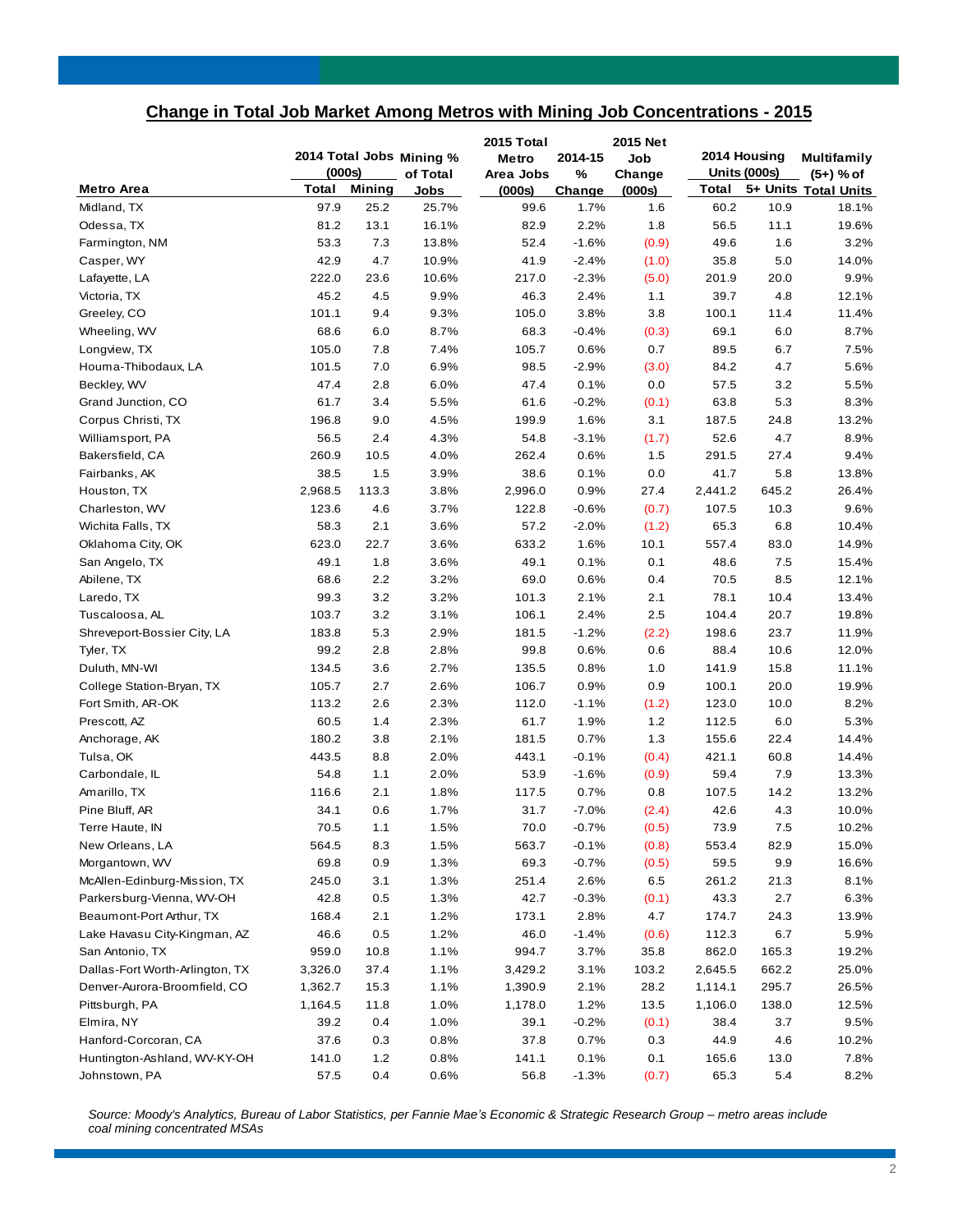## Change in Total Job Market Among Metros with Mining Job Concentrations - 2015

| Metro Area | 2014 Total Jobs (000s) | | Mining % of Total Jobs | 2015 Total Metro Area Jobs (000s) | 2014-15 % Change | 2015 Net Job Change (000s) | 2014 Housing Units (000s) | | Multifamily (5+) % of Total Units |
|---|---|---|---|---|---|---|---|---|---|
| | Total | Mining | | | | | Total | 5+ Units | |
| Midland, TX | 97.9 | 25.2 | 25.7% | 99.6 | 1.7% | 1.6 | 60.2 | 10.9 | 18.1% |
| Odessa, TX | 81.2 | 13.1 | 16.1% | 82.9 | 2.2% | 1.8 | 56.5 | 11.1 | 19.6% |
| Farmington, NM | 53.3 | 7.3 | 13.8% | 52.4 | -1.6% | (0.9) | 49.6 | 1.6 | 3.2% |
| Casper, WY | 42.9 | 4.7 | 10.9% | 41.9 | -2.4% | (1.0) | 35.8 | 5.0 | 14.0% |
| Lafayette, LA | 222.0 | 23.6 | 10.6% | 217.0 | -2.3% | (5.0) | 201.9 | 20.0 | 9.9% |
| Victoria, TX | 45.2 | 4.5 | 9.9% | 46.3 | 2.4% | 1.1 | 39.7 | 4.8 | 12.1% |
| Greeley, CO | 101.1 | 9.4 | 9.3% | 105.0 | 3.8% | 3.8 | 100.1 | 11.4 | 11.4% |
| Wheeling, WV | 68.6 | 6.0 | 8.7% | 68.3 | -0.4% | (0.3) | 69.1 | 6.0 | 8.7% |
| Longview, TX | 105.0 | 7.8 | 7.4% | 105.7 | 0.6% | 0.7 | 89.5 | 6.7 | 7.5% |
| Houma-Thibodaux, LA | 101.5 | 7.0 | 6.9% | 98.5 | -2.9% | (3.0) | 84.2 | 4.7 | 5.6% |
| Beckley, WV | 47.4 | 2.8 | 6.0% | 47.4 | 0.1% | 0.0 | 57.5 | 3.2 | 5.5% |
| Grand Junction, CO | 61.7 | 3.4 | 5.5% | 61.6 | -0.2% | (0.1) | 63.8 | 5.3 | 8.3% |
| Corpus Christi, TX | 196.8 | 9.0 | 4.5% | 199.9 | 1.6% | 3.1 | 187.5 | 24.8 | 13.2% |
| Williamsport, PA | 56.5 | 2.4 | 4.3% | 54.8 | -3.1% | (1.7) | 52.6 | 4.7 | 8.9% |
| Bakersfield, CA | 260.9 | 10.5 | 4.0% | 262.4 | 0.6% | 1.5 | 291.5 | 27.4 | 9.4% |
| Fairbanks, AK | 38.5 | 1.5 | 3.9% | 38.6 | 0.1% | 0.0 | 41.7 | 5.8 | 13.8% |
| Houston, TX | 2,968.5 | 113.3 | 3.8% | 2,996.0 | 0.9% | 27.4 | 2,441.2 | 645.2 | 26.4% |
| Charleston, WV | 123.6 | 4.6 | 3.7% | 122.8 | -0.6% | (0.7) | 107.5 | 10.3 | 9.6% |
| Wichita Falls, TX | 58.3 | 2.1 | 3.6% | 57.2 | -2.0% | (1.2) | 65.3 | 6.8 | 10.4% |
| Oklahoma City, OK | 623.0 | 22.7 | 3.6% | 633.2 | 1.6% | 10.1 | 557.4 | 83.0 | 14.9% |
| San Angelo, TX | 49.1 | 1.8 | 3.6% | 49.1 | 0.1% | 0.1 | 48.6 | 7.5 | 15.4% |
| Abilene, TX | 68.6 | 2.2 | 3.2% | 69.0 | 0.6% | 0.4 | 70.5 | 8.5 | 12.1% |
| Laredo, TX | 99.3 | 3.2 | 3.2% | 101.3 | 2.1% | 2.1 | 78.1 | 10.4 | 13.4% |
| Tuscaloosa, AL | 103.7 | 3.2 | 3.1% | 106.1 | 2.4% | 2.5 | 104.4 | 20.7 | 19.8% |
| Shreveport-Bossier City, LA | 183.8 | 5.3 | 2.9% | 181.5 | -1.2% | (2.2) | 198.6 | 23.7 | 11.9% |
| Tyler, TX | 99.2 | 2.8 | 2.8% | 99.8 | 0.6% | 0.6 | 88.4 | 10.6 | 12.0% |
| Duluth, MN-WI | 134.5 | 3.6 | 2.7% | 135.5 | 0.8% | 1.0 | 141.9 | 15.8 | 11.1% |
| College Station-Bryan, TX | 105.7 | 2.7 | 2.6% | 106.7 | 0.9% | 0.9 | 100.1 | 20.0 | 19.9% |
| Fort Smith, AR-OK | 113.2 | 2.6 | 2.3% | 112.0 | -1.1% | (1.2) | 123.0 | 10.0 | 8.2% |
| Prescott, AZ | 60.5 | 1.4 | 2.3% | 61.7 | 1.9% | 1.2 | 112.5 | 6.0 | 5.3% |
| Anchorage, AK | 180.2 | 3.8 | 2.1% | 181.5 | 0.7% | 1.3 | 155.6 | 22.4 | 14.4% |
| Tulsa, OK | 443.5 | 8.8 | 2.0% | 443.1 | -0.1% | (0.4) | 421.1 | 60.8 | 14.4% |
| Carbondale, IL | 54.8 | 1.1 | 2.0% | 53.9 | -1.6% | (0.9) | 59.4 | 7.9 | 13.3% |
| Amarillo, TX | 116.6 | 2.1 | 1.8% | 117.5 | 0.7% | 0.8 | 107.5 | 14.2 | 13.2% |
| Pine Bluff, AR | 34.1 | 0.6 | 1.7% | 31.7 | -7.0% | (2.4) | 42.6 | 4.3 | 10.0% |
| Terre Haute, IN | 70.5 | 1.1 | 1.5% | 70.0 | -0.7% | (0.5) | 73.9 | 7.5 | 10.2% |
| New Orleans, LA | 564.5 | 8.3 | 1.5% | 563.7 | -0.1% | (0.8) | 553.4 | 82.9 | 15.0% |
| Morgantown, WV | 69.8 | 0.9 | 1.3% | 69.3 | -0.7% | (0.5) | 59.5 | 9.9 | 16.6% |
| McAllen-Edinburg-Mission, TX | 245.0 | 3.1 | 1.3% | 251.4 | 2.6% | 6.5 | 261.2 | 21.3 | 8.1% |
| Parkersburg-Vienna, WV-OH | 42.8 | 0.5 | 1.3% | 42.7 | -0.3% | (0.1) | 43.3 | 2.7 | 6.3% |
| Beaumont-Port Arthur, TX | 168.4 | 2.1 | 1.2% | 173.1 | 2.8% | 4.7 | 174.7 | 24.3 | 13.9% |
| Lake Havasu City-Kingman, AZ | 46.6 | 0.5 | 1.2% | 46.0 | -1.4% | (0.6) | 112.3 | 6.7 | 5.9% |
| San Antonio, TX | 959.0 | 10.8 | 1.1% | 994.7 | 3.7% | 35.8 | 862.0 | 165.3 | 19.2% |
| Dallas-Fort Worth-Arlington, TX | 3,326.0 | 37.4 | 1.1% | 3,429.2 | 3.1% | 103.2 | 2,645.5 | 662.2 | 25.0% |
| Denver-Aurora-Broomfield, CO | 1,362.7 | 15.3 | 1.1% | 1,390.9 | 2.1% | 28.2 | 1,114.1 | 295.7 | 26.5% |
| Pittsburgh, PA | 1,164.5 | 11.8 | 1.0% | 1,178.0 | 1.2% | 13.5 | 1,106.0 | 138.0 | 12.5% |
| Elmira, NY | 39.2 | 0.4 | 1.0% | 39.1 | -0.2% | (0.1) | 38.4 | 3.7 | 9.5% |
| Hanford-Corcoran, CA | 37.6 | 0.3 | 0.8% | 37.8 | 0.7% | 0.3 | 44.9 | 4.6 | 10.2% |
| Huntington-Ashland, WV-KY-OH | 141.0 | 1.2 | 0.8% | 141.1 | 0.1% | 0.1 | 165.6 | 13.0 | 7.8% |
| Johnstown, PA | 57.5 | 0.4 | 0.6% | 56.8 | -1.3% | (0.7) | 65.3 | 5.4 | 8.2% |

*Source: Moody's Analytics, Bureau of Labor Statistics, per Fannie Mae's Economic & Strategic Research Group – metro areas include coal mining concentrated MSAs*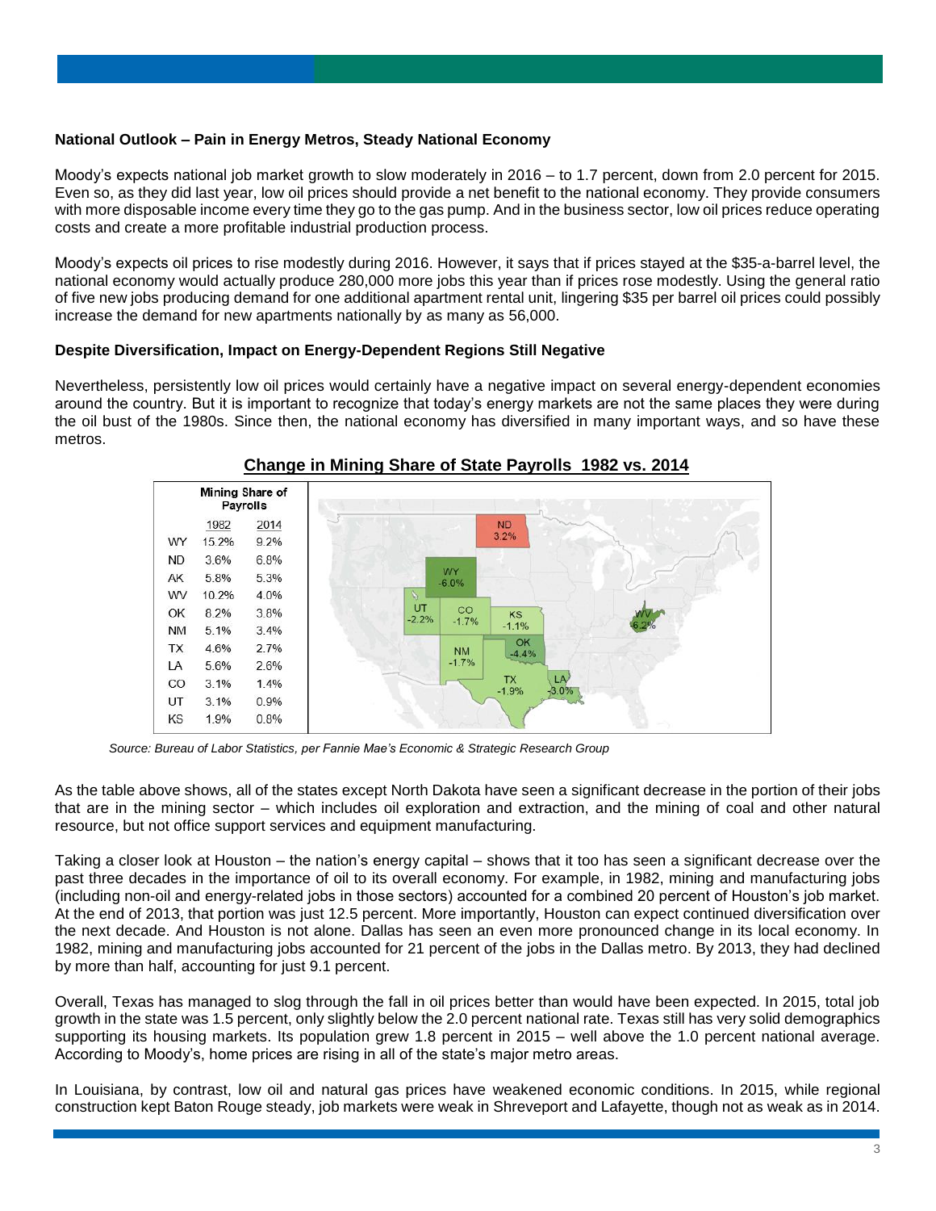### National Outlook – Pain in Energy Metros, Steady National Economy

Moody's expects national job market growth to slow moderately in 2016 – to 1.7 percent, down from 2.0 percent for 2015. Even so, as they did last year, low oil prices should provide a net benefit to the national economy. They provide consumers with more disposable income every time they go to the gas pump. And in the business sector, low oil prices reduce operating costs and create a more profitable industrial production process.

Moody's expects oil prices to rise modestly during 2016. However, it says that if prices stayed at the $35-a-barrel level, the national economy would actually produce 280,000 more jobs this year than if prices rose modestly. Using the general ratio of five new jobs producing demand for one additional apartment rental unit, lingering $35 per barrel oil prices could possibly increase the demand for new apartments nationally by as many as 56,000.

### Despite Diversification, Impact on Energy-Dependent Regions Still Negative

Nevertheless, persistently low oil prices would certainly have a negative impact on several energy-dependent economies around the country. But it is important to recognize that today's energy markets are not the same places they were during the oil bust of the 1980s. Since then, the national economy has diversified in many important ways, and so have these metros.

**Change in Mining Share of State Payrolls 1982 vs. 2014**

| | Mining Share of Payrolls | |
|---|---|---|
| | 1982 | 2014 |
| WY | 15.2% | 9.2% |
| ND | 3.6% | 6.8% |
| AK | 5.8% | 5.3% |
| WV | 10.2% | 4.0% |
| OK | 8.2% | 3.8% |
| NM | 5.1% | 3.4% |
| TX | 4.6% | 2.7% |
| LA | 5.6% | 2.6% |
| CO | 3.1% | 1.4% |
| UT | 3.1% | 0.9% |
| KS | 1.9% | 0.8% |

ND 3.2%, WY -6.0%, UT -2.2%, CO -1.7%, KS -1.1%, WV -6.2%, OK -4.4%, NM -1.7%, TX -1.9%, LA -3.0%

*Source: Bureau of Labor Statistics, per Fannie Mae's Economic & Strategic Research Group*

As the table above shows, all of the states except North Dakota have seen a significant decrease in the portion of their jobs that are in the mining sector – which includes oil exploration and extraction, and the mining of coal and other natural resource, but not office support services and equipment manufacturing.

Taking a closer look at Houston – the nation's energy capital – shows that it too has seen a significant decrease over the past three decades in the importance of oil to its overall economy. For example, in 1982, mining and manufacturing jobs (including non-oil and energy-related jobs in those sectors) accounted for a combined 20 percent of Houston's job market. At the end of 2013, that portion was just 12.5 percent. More importantly, Houston can expect continued diversification over the next decade. And Houston is not alone. Dallas has seen an even more pronounced change in its local economy. In 1982, mining and manufacturing jobs accounted for 21 percent of the jobs in the Dallas metro. By 2013, they had declined by more than half, accounting for just 9.1 percent.

Overall, Texas has managed to slog through the fall in oil prices better than would have been expected. In 2015, total job growth in the state was 1.5 percent, only slightly below the 2.0 percent national rate. Texas still has very solid demographics supporting its housing markets. Its population grew 1.8 percent in 2015 – well above the 1.0 percent national average. According to Moody's, home prices are rising in all of the state's major metro areas.

In Louisiana, by contrast, low oil and natural gas prices have weakened economic conditions. In 2015, while regional construction kept Baton Rouge steady, job markets were weak in Shreveport and Lafayette, though not as weak as in 2014.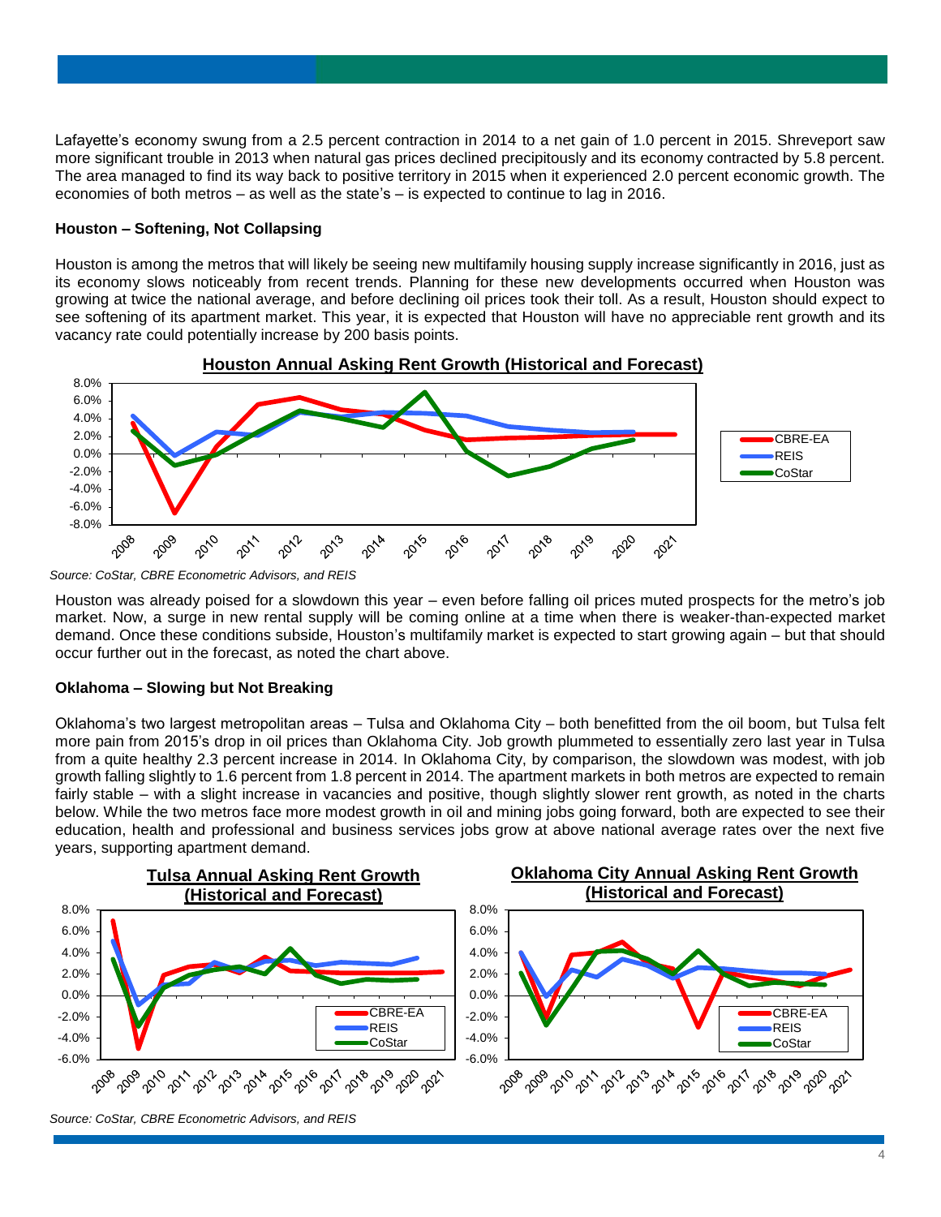Lafayette's economy swung from a 2.5 percent contraction in 2014 to a net gain of 1.0 percent in 2015. Shreveport saw more significant trouble in 2013 when natural gas prices declined precipitously and its economy contracted by 5.8 percent. The area managed to find its way back to positive territory in 2015 when it experienced 2.0 percent economic growth. The economies of both metros – as well as the state's – is expected to continue to lag in 2016.

**Houston – Softening, Not Collapsing**

Houston is among the metros that will likely be seeing new multifamily housing supply increase significantly in 2016, just as its economy slows noticeably from recent trends. Planning for these new developments occurred when Houston was growing at twice the national average, and before declining oil prices took their toll. As a result, Houston should expect to see softening of its apartment market. This year, it is expected that Houston will have no appreciable rent growth and its vacancy rate could potentially increase by 200 basis points.

**Houston Annual Asking Rent Growth (Historical and Forecast)**

*Source: CoStar, CBRE Econometric Advisors, and REIS*

Houston was already poised for a slowdown this year – even before falling oil prices muted prospects for the metro's job market. Now, a surge in new rental supply will be coming online at a time when there is weaker-than-expected market demand. Once these conditions subside, Houston's multifamily market is expected to start growing again – but that should occur further out in the forecast, as noted the chart above.

**Oklahoma – Slowing but Not Breaking**

Oklahoma's two largest metropolitan areas – Tulsa and Oklahoma City – both benefitted from the oil boom, but Tulsa felt more pain from 2015's drop in oil prices than Oklahoma City. Job growth plummeted to essentially zero last year in Tulsa from a quite healthy 2.3 percent increase in 2014. In Oklahoma City, by comparison, the slowdown was modest, with job growth falling slightly to 1.6 percent from 1.8 percent in 2014. The apartment markets in both metros are expected to remain fairly stable – with a slight increase in vacancies and positive, though slightly slower rent growth, as noted in the charts below. While the two metros face more modest growth in oil and mining jobs going forward, both are expected to see their education, health and professional and business services jobs grow at above national average rates over the next five years, supporting apartment demand.

**Tulsa Annual Asking Rent Growth (Historical and Forecast)**

**Oklahoma City Annual Asking Rent Growth (Historical and Forecast)**

*Source: CoStar, CBRE Econometric Advisors, and REIS*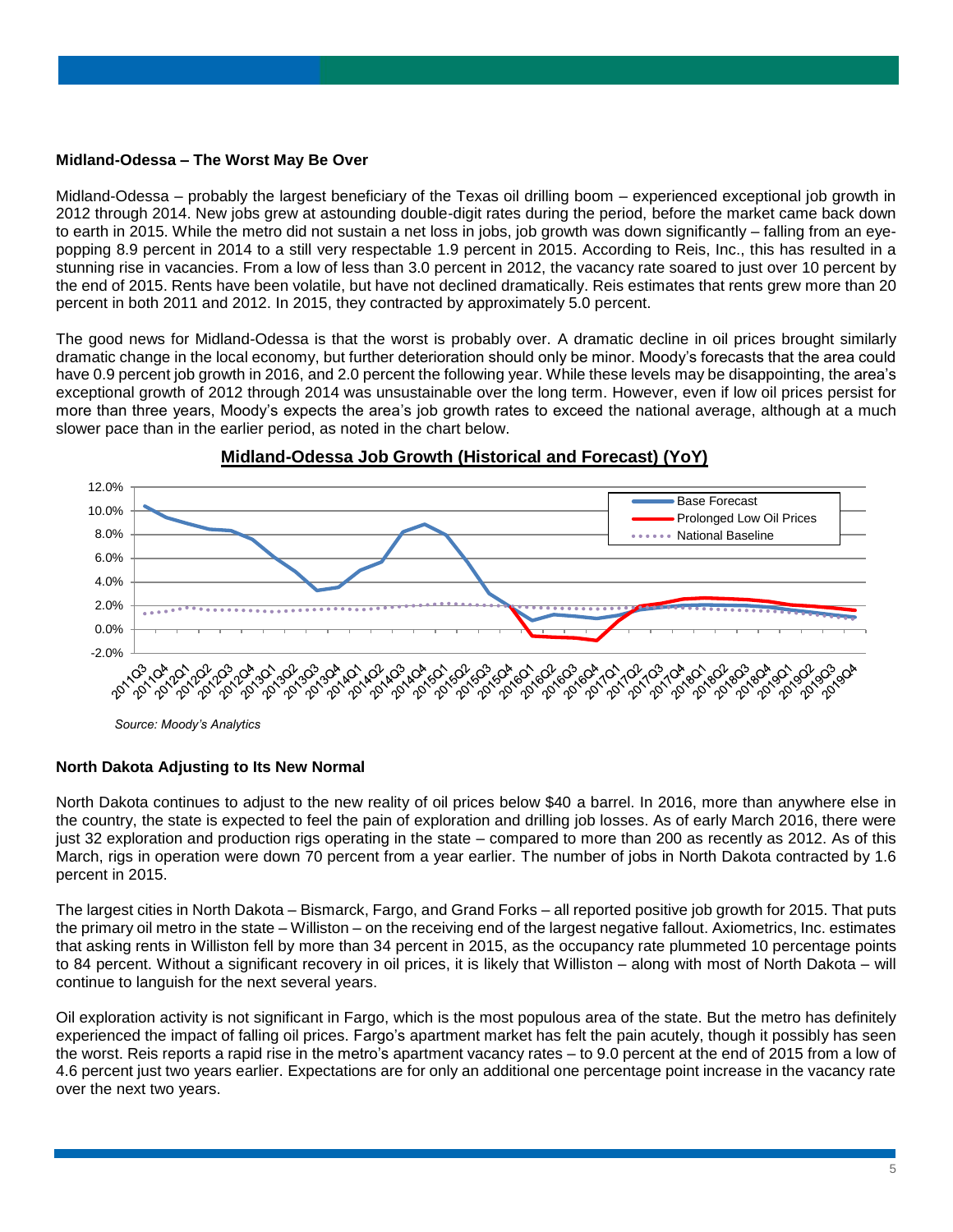### Midland-Odessa – The Worst May Be Over

Midland-Odessa – probably the largest beneficiary of the Texas oil drilling boom – experienced exceptional job growth in 2012 through 2014. New jobs grew at astounding double-digit rates during the period, before the market came back down to earth in 2015. While the metro did not sustain a net loss in jobs, job growth was down significantly – falling from an eye-popping 8.9 percent in 2014 to a still very respectable 1.9 percent in 2015. According to Reis, Inc., this has resulted in a stunning rise in vacancies. From a low of less than 3.0 percent in 2012, the vacancy rate soared to just over 10 percent by the end of 2015. Rents have been volatile, but have not declined dramatically. Reis estimates that rents grew more than 20 percent in both 2011 and 2012. In 2015, they contracted by approximately 5.0 percent.

The good news for Midland-Odessa is that the worst is probably over. A dramatic decline in oil prices brought similarly dramatic change in the local economy, but further deterioration should only be minor. Moody's forecasts that the area could have 0.9 percent job growth in 2016, and 2.0 percent the following year. While these levels may be disappointing, the area's exceptional growth of 2012 through 2014 was unsustainable over the long term. However, even if low oil prices persist for more than three years, Moody's expects the area's job growth rates to exceed the national average, although at a much slower pace than in the earlier period, as noted in the chart below.

**Midland-Odessa Job Growth (Historical and Forecast) (YoY)**

*Source: Moody's Analytics*

### North Dakota Adjusting to Its New Normal

North Dakota continues to adjust to the new reality of oil prices below $40 a barrel. In 2016, more than anywhere else in the country, the state is expected to feel the pain of exploration and drilling job losses. As of early March 2016, there were just 32 exploration and production rigs operating in the state – compared to more than 200 as recently as 2012. As of this March, rigs in operation were down 70 percent from a year earlier. The number of jobs in North Dakota contracted by 1.6 percent in 2015.

The largest cities in North Dakota – Bismarck, Fargo, and Grand Forks – all reported positive job growth for 2015. That puts the primary oil metro in the state – Williston – on the receiving end of the largest negative fallout. Axiometrics, Inc. estimates that asking rents in Williston fell by more than 34 percent in 2015, as the occupancy rate plummeted 10 percentage points to 84 percent. Without a significant recovery in oil prices, it is likely that Williston – along with most of North Dakota – will continue to languish for the next several years.

Oil exploration activity is not significant in Fargo, which is the most populous area of the state. But the metro has definitely experienced the impact of falling oil prices. Fargo's apartment market has felt the pain acutely, though it possibly has seen the worst. Reis reports a rapid rise in the metro's apartment vacancy rates – to 9.0 percent at the end of 2015 from a low of 4.6 percent just two years earlier. Expectations are for only an additional one percentage point increase in the vacancy rate over the next two years.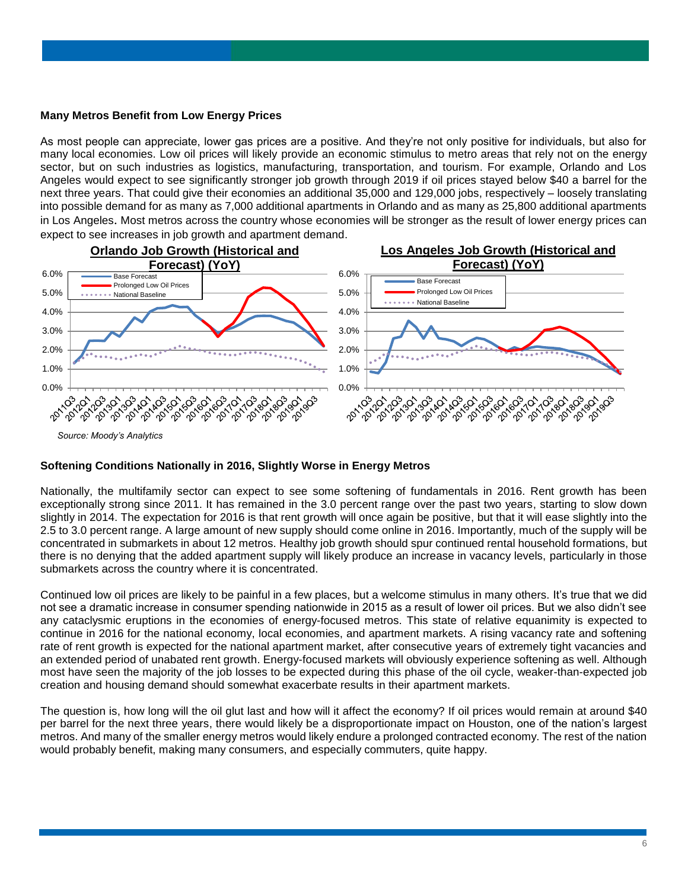### Many Metros Benefit from Low Energy Prices

As most people can appreciate, lower gas prices are a positive. And they're not only positive for individuals, but also for many local economies. Low oil prices will likely provide an economic stimulus to metro areas that rely not on the energy sector, but on such industries as logistics, manufacturing, transportation, and tourism. For example, Orlando and Los Angeles would expect to see significantly stronger job growth through 2019 if oil prices stayed below $40 a barrel for the next three years. That could give their economies an additional 35,000 and 129,000 jobs, respectively – loosely translating into possible demand for as many as 7,000 additional apartments in Orlando and as many as 25,800 additional apartments in Los Angeles. Most metros across the country whose economies will be stronger as the result of lower energy prices can expect to see increases in job growth and apartment demand.

**Orlando Job Growth (Historical and Forecast) (YoY)**

**Los Angeles Job Growth (Historical and Forecast) (YoY)**

*Source: Moody's Analytics*

### Softening Conditions Nationally in 2016, Slightly Worse in Energy Metros

Nationally, the multifamily sector can expect to see some softening of fundamentals in 2016. Rent growth has been exceptionally strong since 2011. It has remained in the 3.0 percent range over the past two years, starting to slow down slightly in 2014. The expectation for 2016 is that rent growth will once again be positive, but that it will ease slightly into the 2.5 to 3.0 percent range. A large amount of new supply should come online in 2016. Importantly, much of the supply will be concentrated in submarkets in about 12 metros. Healthy job growth should spur continued rental household formations, but there is no denying that the added apartment supply will likely produce an increase in vacancy levels, particularly in those submarkets across the country where it is concentrated.

Continued low oil prices are likely to be painful in a few places, but a welcome stimulus in many others. It's true that we did not see a dramatic increase in consumer spending nationwide in 2015 as a result of lower oil prices. But we also didn't see any cataclysmic eruptions in the economies of energy-focused metros. This state of relative equanimity is expected to continue in 2016 for the national economy, local economies, and apartment markets. A rising vacancy rate and softening rate of rent growth is expected for the national apartment market, after consecutive years of extremely tight vacancies and an extended period of unabated rent growth. Energy-focused markets will obviously experience softening as well. Although most have seen the majority of the job losses to be expected during this phase of the oil cycle, weaker-than-expected job creation and housing demand should somewhat exacerbate results in their apartment markets.

The question is, how long will the oil glut last and how will it affect the economy? If oil prices would remain at around $40 per barrel for the next three years, there would likely be a disproportionate impact on Houston, one of the nation's largest metros. And many of the smaller energy metros would likely endure a prolonged contracted economy. The rest of the nation would probably benefit, making many consumers, and especially commuters, quite happy.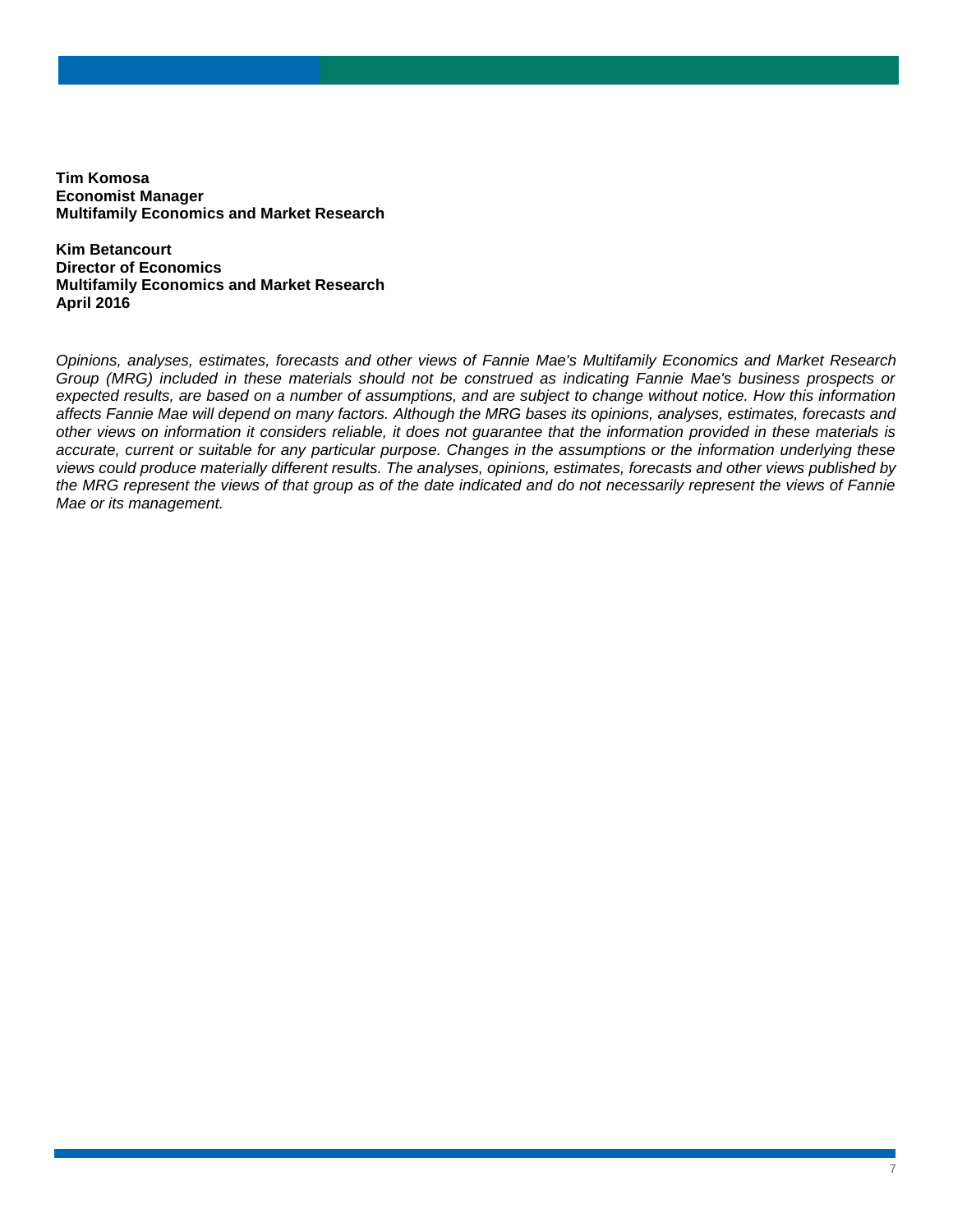**Tim Komosa**
**Economist Manager**
**Multifamily Economics and Market Research**

**Kim Betancourt**
**Director of Economics**
**Multifamily Economics and Market Research**
**April 2016**

*Opinions, analyses, estimates, forecasts and other views of Fannie Mae's Multifamily Economics and Market Research Group (MRG) included in these materials should not be construed as indicating Fannie Mae's business prospects or expected results, are based on a number of assumptions, and are subject to change without notice. How this information affects Fannie Mae will depend on many factors. Although the MRG bases its opinions, analyses, estimates, forecasts and other views on information it considers reliable, it does not guarantee that the information provided in these materials is accurate, current or suitable for any particular purpose. Changes in the assumptions or the information underlying these views could produce materially different results. The analyses, opinions, estimates, forecasts and other views published by the MRG represent the views of that group as of the date indicated and do not necessarily represent the views of Fannie Mae or its management.*